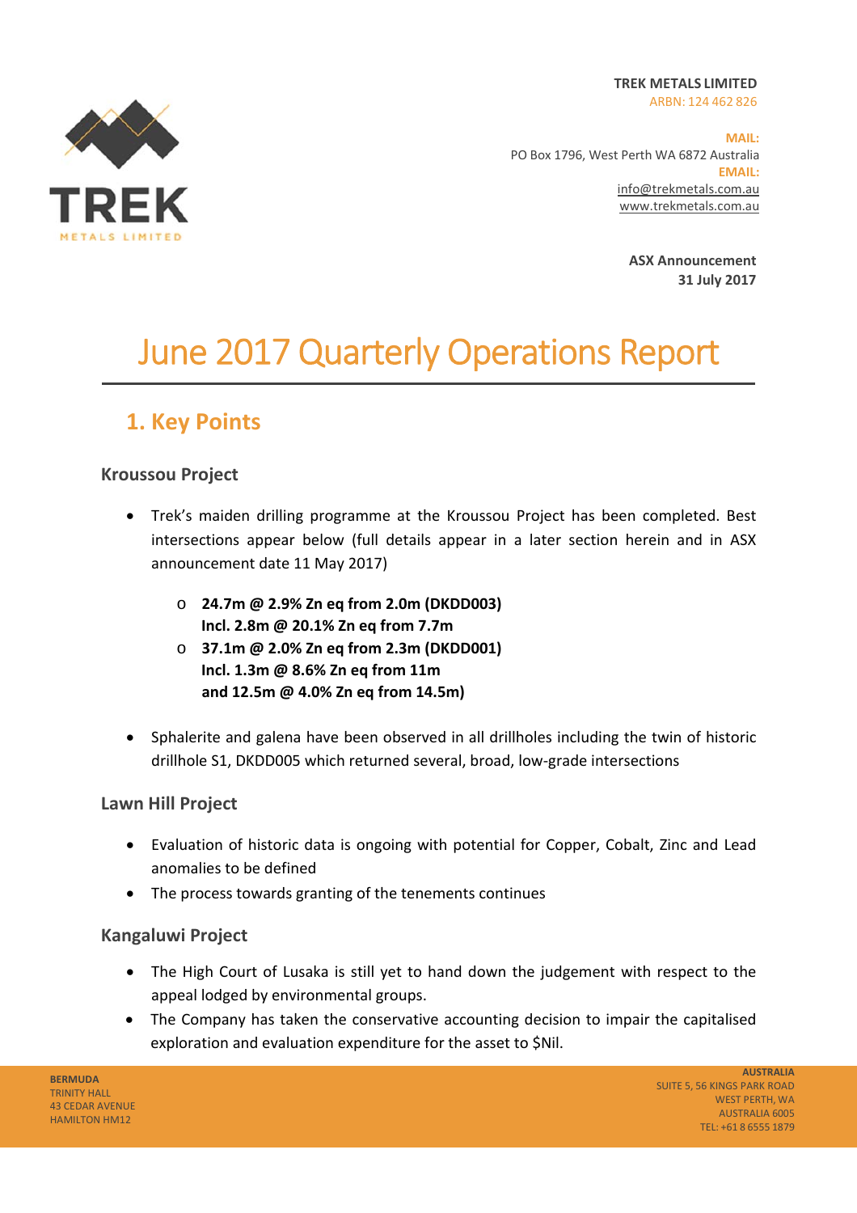TREK METALS LIMITED
ARBN: 124 462 826

**MAIL:**
PO Box 1796, West Perth WA 6872 Australia
**EMAIL:**
info@trekmetals.com.au
www.trekmetals.com.au

**ASX Announcement**
**31 July 2017**

# June 2017 Quarterly Operations Report

## 1. Key Points

### Kroussou Project

- Trek's maiden drilling programme at the Kroussou Project has been completed. Best intersections appear below (full details appear in a later section herein and in ASX announcement date 11 May 2017)
  - **24.7m @ 2.9% Zn eq from 2.0m (DKDD003)**
    **Incl. 2.8m @ 20.1% Zn eq from 7.7m**
  - **37.1m @ 2.0% Zn eq from 2.3m (DKDD001)**
    **Incl. 1.3m @ 8.6% Zn eq from 11m**
    **and 12.5m @ 4.0% Zn eq from 14.5m)**
- Sphalerite and galena have been observed in all drillholes including the twin of historic drillhole S1, DKDD005 which returned several, broad, low-grade intersections

### Lawn Hill Project

- Evaluation of historic data is ongoing with potential for Copper, Cobalt, Zinc and Lead anomalies to be defined
- The process towards granting of the tenements continues

### Kangaluwi Project

- The High Court of Lusaka is still yet to hand down the judgement with respect to the appeal lodged by environmental groups.
- The Company has taken the conservative accounting decision to impair the capitalised exploration and evaluation expenditure for the asset to $Nil.

**BERMUDA**
TRINITY HALL
43 CEDAR AVENUE
HAMILTON HM12

**AUSTRALIA**
SUITE 5, 56 KINGS PARK ROAD
WEST PERTH, WA
AUSTRALIA 6005
TEL: +61 8 6555 1879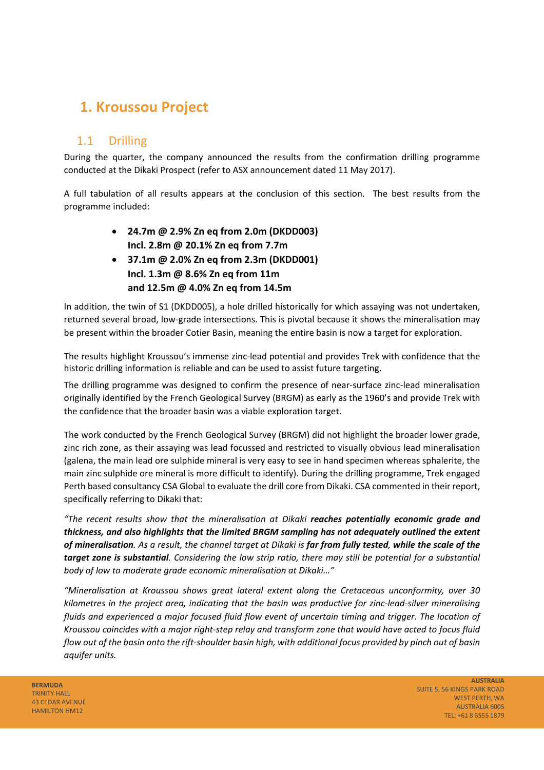# 1. Kroussou Project

## 1.1 Drilling

During the quarter, the company announced the results from the confirmation drilling programme conducted at the Dikaki Prospect (refer to ASX announcement dated 11 May 2017).

A full tabulation of all results appears at the conclusion of this section. The best results from the programme included:

- **24.7m @ 2.9% Zn eq from 2.0m (DKDD003)**
  **Incl. 2.8m @ 20.1% Zn eq from 7.7m**
- **37.1m @ 2.0% Zn eq from 2.3m (DKDD001)**
  **Incl. 1.3m @ 8.6% Zn eq from 11m**
  **and 12.5m @ 4.0% Zn eq from 14.5m**

In addition, the twin of S1 (DKDD005), a hole drilled historically for which assaying was not undertaken, returned several broad, low-grade intersections. This is pivotal because it shows the mineralisation may be present within the broader Cotier Basin, meaning the entire basin is now a target for exploration.

The results highlight Kroussou's immense zinc-lead potential and provides Trek with confidence that the historic drilling information is reliable and can be used to assist future targeting.

The drilling programme was designed to confirm the presence of near-surface zinc-lead mineralisation originally identified by the French Geological Survey (BRGM) as early as the 1960's and provide Trek with the confidence that the broader basin was a viable exploration target.

The work conducted by the French Geological Survey (BRGM) did not highlight the broader lower grade, zinc rich zone, as their assaying was lead focussed and restricted to visually obvious lead mineralisation (galena, the main lead ore sulphide mineral is very easy to see in hand specimen whereas sphalerite, the main zinc sulphide ore mineral is more difficult to identify). During the drilling programme, Trek engaged Perth based consultancy CSA Global to evaluate the drill core from Dikaki. CSA commented in their report, specifically referring to Dikaki that:

*"The recent results show that the mineralisation at Dikaki **reaches potentially economic grade and thickness, and also highlights that the limited BRGM sampling has not adequately outlined the extent of mineralisation**. As a result, the channel target at Dikaki is **far from fully tested**, while the scale of the **target zone is substantial**. Considering the low strip ratio, there may still be potential for a substantial body of low to moderate grade economic mineralisation at Dikaki…"*

*"Mineralisation at Kroussou shows great lateral extent along the Cretaceous unconformity, over 30 kilometres in the project area, indicating that the basin was productive for zinc-lead-silver mineralising fluids and experienced a major focused fluid flow event of uncertain timing and trigger. The location of Kroussou coincides with a major right-step relay and transform zone that would have acted to focus fluid flow out of the basin onto the rift-shoulder basin high, with additional focus provided by pinch out of basin aquifer units.*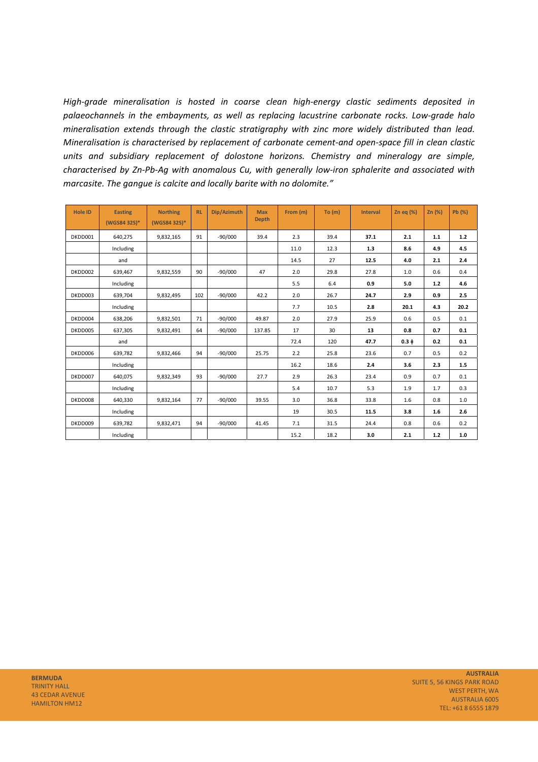*High-grade mineralisation is hosted in coarse clean high-energy clastic sediments deposited in palaeochannels in the embayments, as well as replacing lacustrine carbonate rocks. Low-grade halo mineralisation extends through the clastic stratigraphy with zinc more widely distributed than lead. Mineralisation is characterised by replacement of carbonate cement-and open-space fill in clean clastic units and subsidiary replacement of dolostone horizons. Chemistry and mineralogy are simple, characterised by Zn-Pb-Ag with anomalous Cu, with generally low-iron sphalerite and associated with marcasite. The gangue is calcite and locally barite with no dolomite."*

| Hole ID | Easting (WGS84 32S)* | Northing (WGS84 32S)* | RL | Dip/Azimuth | Max Depth | From (m) | To (m) | Interval | Zn eq (%) | Zn (%) | Pb (%) |
|---|---|---|---|---|---|---|---|---|---|---|---|
| DKDD001 | 640,275 | 9,832,165 | 91 | -90/000 | 39.4 | 2.3 | 39.4 | **37.1** | **2.1** | **1.1** | **1.2** |
| | Including | | | | | 11.0 | 12.3 | **1.3** | **8.6** | **4.9** | **4.5** |
| | and | | | | | 14.5 | 27 | **12.5** | **4.0** | **2.1** | **2.4** |
| DKDD002 | 639,467 | 9,832,559 | 90 | -90/000 | 47 | 2.0 | 29.8 | 27.8 | 1.0 | 0.6 | 0.4 |
| | Including | | | | | 5.5 | 6.4 | **0.9** | **5.0** | **1.2** | **4.6** |
| DKDD003 | 639,704 | 9,832,495 | 102 | -90/000 | 42.2 | 2.0 | 26.7 | **24.7** | **2.9** | **0.9** | **2.5** |
| | Including | | | | | 7.7 | 10.5 | **2.8** | **20.1** | **4.3** | **20.2** |
| DKDD004 | 638,206 | 9,832,501 | 71 | -90/000 | 49.87 | 2.0 | 27.9 | 25.9 | 0.6 | 0.5 | 0.1 |
| DKDD005 | 637,305 | 9,832,491 | 64 | -90/000 | 137.85 | 17 | 30 | **13** | **0.8** | **0.7** | **0.1** |
| | and | | | | | 72.4 | 120 | **47.7** | **0.3 ǂ** | **0.2** | **0.1** |
| DKDD006 | 639,782 | 9,832,466 | 94 | -90/000 | 25.75 | 2.2 | 25.8 | 23.6 | 0.7 | 0.5 | 0.2 |
| | Including | | | | | 16.2 | 18.6 | **2.4** | **3.6** | **2.3** | **1.5** |
| DKDD007 | 640,075 | 9,832,349 | 93 | -90/000 | 27.7 | 2.9 | 26.3 | 23.4 | 0.9 | 0.7 | 0.1 |
| | Including | | | | | 5.4 | 10.7 | 5.3 | 1.9 | 1.7 | 0.3 |
| DKDD008 | 640,330 | 9,832,164 | 77 | -90/000 | 39.55 | 3.0 | 36.8 | 33.8 | 1.6 | 0.8 | 1.0 |
| | Including | | | | | 19 | 30.5 | **11.5** | **3.8** | **1.6** | **2.6** |
| DKDD009 | 639,782 | 9,832,471 | 94 | -90/000 | 41.45 | 7.1 | 31.5 | 24.4 | 0.8 | 0.6 | 0.2 |
| | Including | | | | | 15.2 | 18.2 | **3.0** | **2.1** | **1.2** | **1.0** |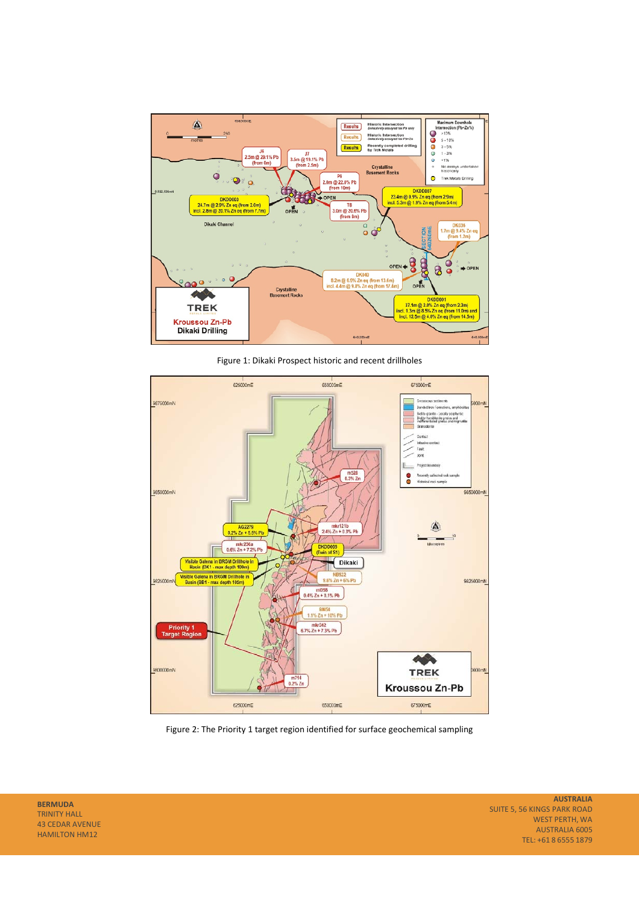Figure 1: Dikaki Prospect historic and recent drillholes

Figure 2: The Priority 1 target region identified for surface geochemical sampling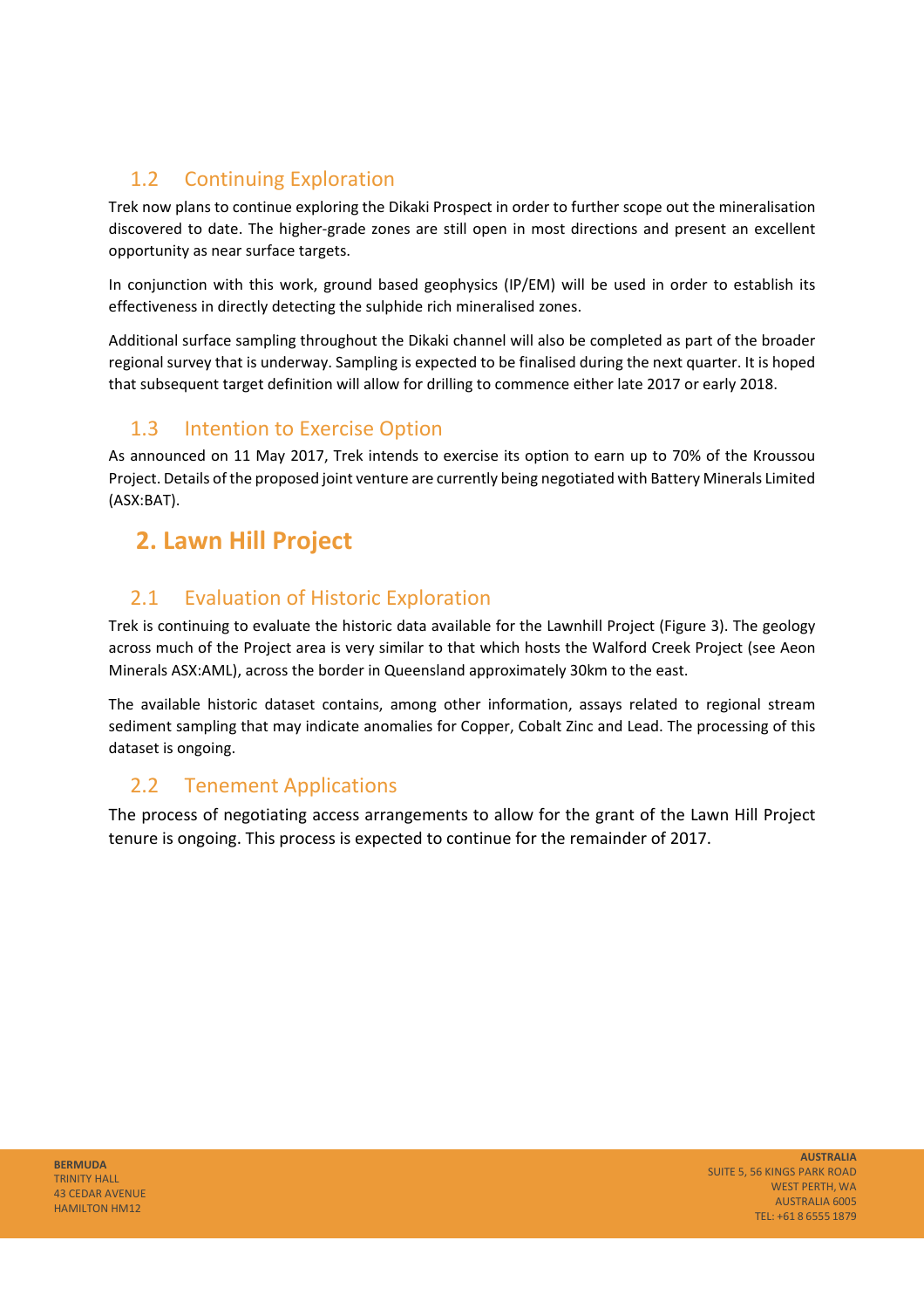### 1.2 Continuing Exploration

Trek now plans to continue exploring the Dikaki Prospect in order to further scope out the mineralisation discovered to date. The higher-grade zones are still open in most directions and present an excellent opportunity as near surface targets.

In conjunction with this work, ground based geophysics (IP/EM) will be used in order to establish its effectiveness in directly detecting the sulphide rich mineralised zones.

Additional surface sampling throughout the Dikaki channel will also be completed as part of the broader regional survey that is underway. Sampling is expected to be finalised during the next quarter. It is hoped that subsequent target definition will allow for drilling to commence either late 2017 or early 2018.

### 1.3 Intention to Exercise Option

As announced on 11 May 2017, Trek intends to exercise its option to earn up to 70% of the Kroussou Project. Details of the proposed joint venture are currently being negotiated with Battery Minerals Limited (ASX:BAT).

## 2. Lawn Hill Project

### 2.1 Evaluation of Historic Exploration

Trek is continuing to evaluate the historic data available for the Lawnhill Project (Figure 3). The geology across much of the Project area is very similar to that which hosts the Walford Creek Project (see Aeon Minerals ASX:AML), across the border in Queensland approximately 30km to the east.

The available historic dataset contains, among other information, assays related to regional stream sediment sampling that may indicate anomalies for Copper, Cobalt Zinc and Lead. The processing of this dataset is ongoing.

### 2.2 Tenement Applications

The process of negotiating access arrangements to allow for the grant of the Lawn Hill Project tenure is ongoing. This process is expected to continue for the remainder of 2017.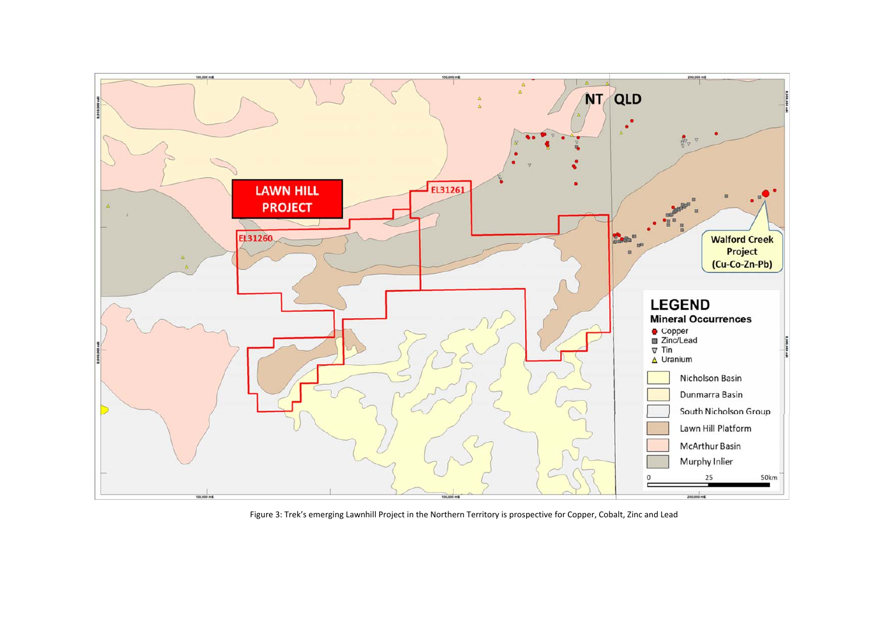Figure 3: Trek's emerging Lawnhill Project in the Northern Territory is prospective for Copper, Cobalt, Zinc and Lead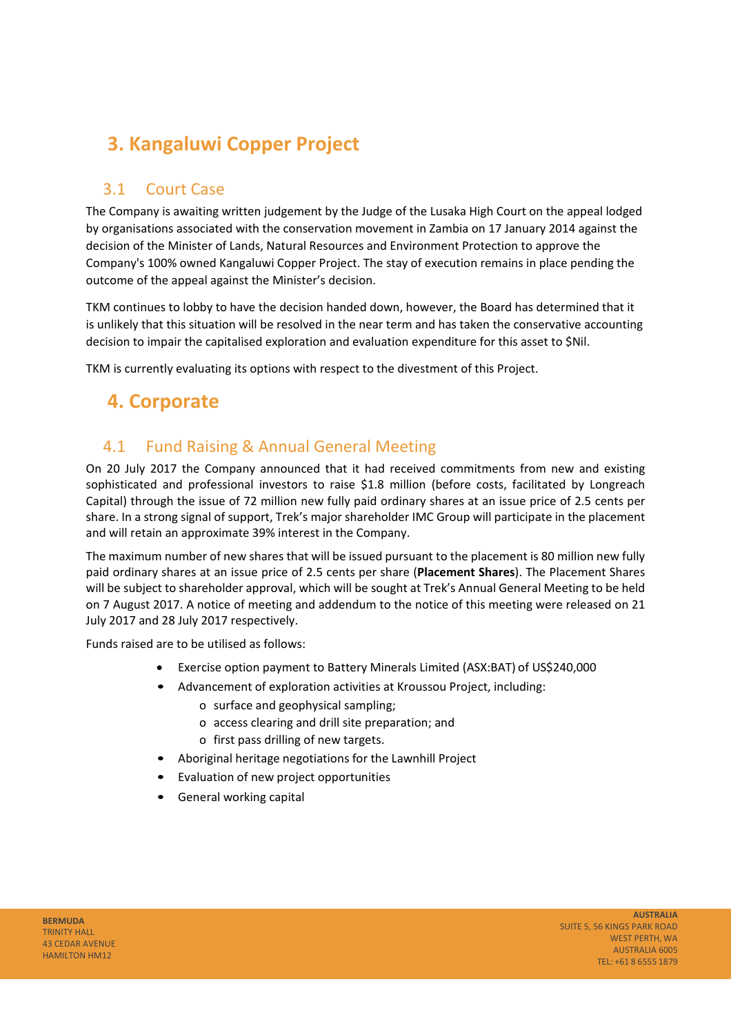# 3. Kangaluwi Copper Project

## 3.1 Court Case

The Company is awaiting written judgement by the Judge of the Lusaka High Court on the appeal lodged by organisations associated with the conservation movement in Zambia on 17 January 2014 against the decision of the Minister of Lands, Natural Resources and Environment Protection to approve the Company's 100% owned Kangaluwi Copper Project. The stay of execution remains in place pending the outcome of the appeal against the Minister's decision.

TKM continues to lobby to have the decision handed down, however, the Board has determined that it is unlikely that this situation will be resolved in the near term and has taken the conservative accounting decision to impair the capitalised exploration and evaluation expenditure for this asset to $Nil.

TKM is currently evaluating its options with respect to the divestment of this Project.

# 4. Corporate

## 4.1 Fund Raising & Annual General Meeting

On 20 July 2017 the Company announced that it had received commitments from new and existing sophisticated and professional investors to raise $1.8 million (before costs, facilitated by Longreach Capital) through the issue of 72 million new fully paid ordinary shares at an issue price of 2.5 cents per share. In a strong signal of support, Trek's major shareholder IMC Group will participate in the placement and will retain an approximate 39% interest in the Company.

The maximum number of new shares that will be issued pursuant to the placement is 80 million new fully paid ordinary shares at an issue price of 2.5 cents per share (**Placement Shares**). The Placement Shares will be subject to shareholder approval, which will be sought at Trek's Annual General Meeting to be held on 7 August 2017. A notice of meeting and addendum to the notice of this meeting were released on 21 July 2017 and 28 July 2017 respectively.

Funds raised are to be utilised as follows:

- Exercise option payment to Battery Minerals Limited (ASX:BAT) of US$240,000
- Advancement of exploration activities at Kroussou Project, including:
  - surface and geophysical sampling;
  - access clearing and drill site preparation; and
  - first pass drilling of new targets.
- Aboriginal heritage negotiations for the Lawnhill Project
- Evaluation of new project opportunities
- General working capital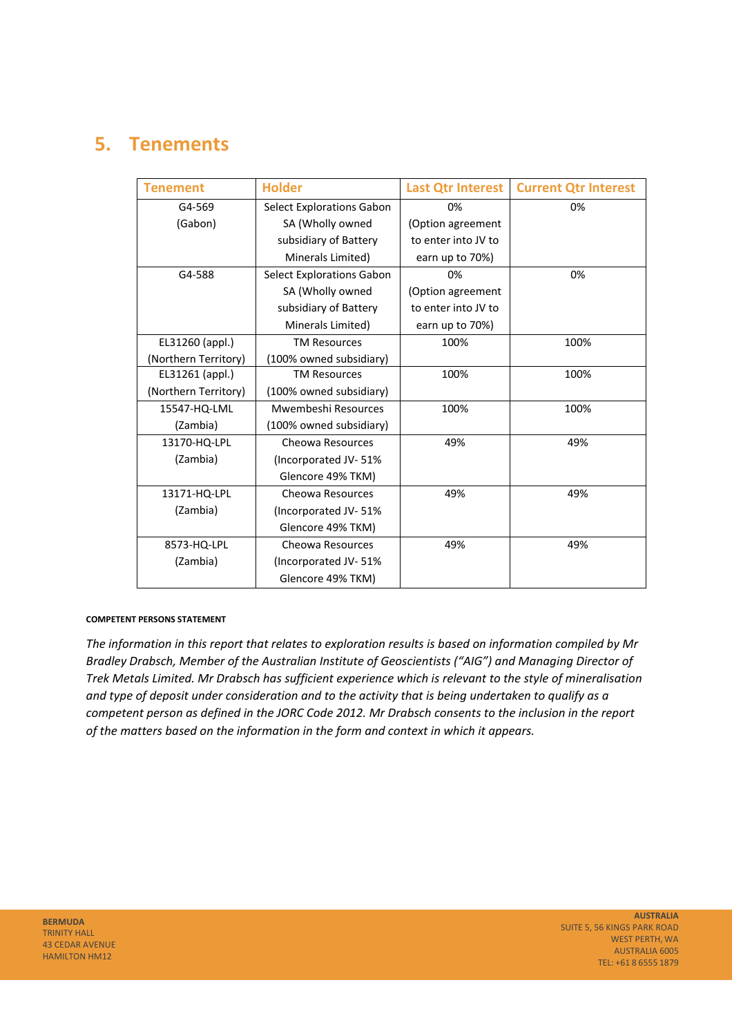## 5. Tenements

| Tenement | Holder | Last Qtr Interest | Current Qtr Interest |
|---|---|---|---|
| G4-569 (Gabon) | Select Explorations Gabon SA (Wholly owned subsidiary of Battery Minerals Limited) | 0% (Option agreement to enter into JV to earn up to 70%) | 0% |
| G4-588 | Select Explorations Gabon SA (Wholly owned subsidiary of Battery Minerals Limited) | 0% (Option agreement to enter into JV to earn up to 70%) | 0% |
| EL31260 (appl.) (Northern Territory) | TM Resources (100% owned subsidiary) | 100% | 100% |
| EL31261 (appl.) (Northern Territory) | TM Resources (100% owned subsidiary) | 100% | 100% |
| 15547-HQ-LML (Zambia) | Mwembeshi Resources (100% owned subsidiary) | 100% | 100% |
| 13170-HQ-LPL (Zambia) | Cheowa Resources (Incorporated JV- 51% Glencore 49% TKM) | 49% | 49% |
| 13171-HQ-LPL (Zambia) | Cheowa Resources (Incorporated JV- 51% Glencore 49% TKM) | 49% | 49% |
| 8573-HQ-LPL (Zambia) | Cheowa Resources (Incorporated JV- 51% Glencore 49% TKM) | 49% | 49% |

**COMPETENT PERSONS STATEMENT**

*The information in this report that relates to exploration results is based on information compiled by Mr Bradley Drabsch, Member of the Australian Institute of Geoscientists ("AIG") and Managing Director of Trek Metals Limited. Mr Drabsch has sufficient experience which is relevant to the style of mineralisation and type of deposit under consideration and to the activity that is being undertaken to qualify as a competent person as defined in the JORC Code 2012. Mr Drabsch consents to the inclusion in the report of the matters based on the information in the form and context in which it appears.*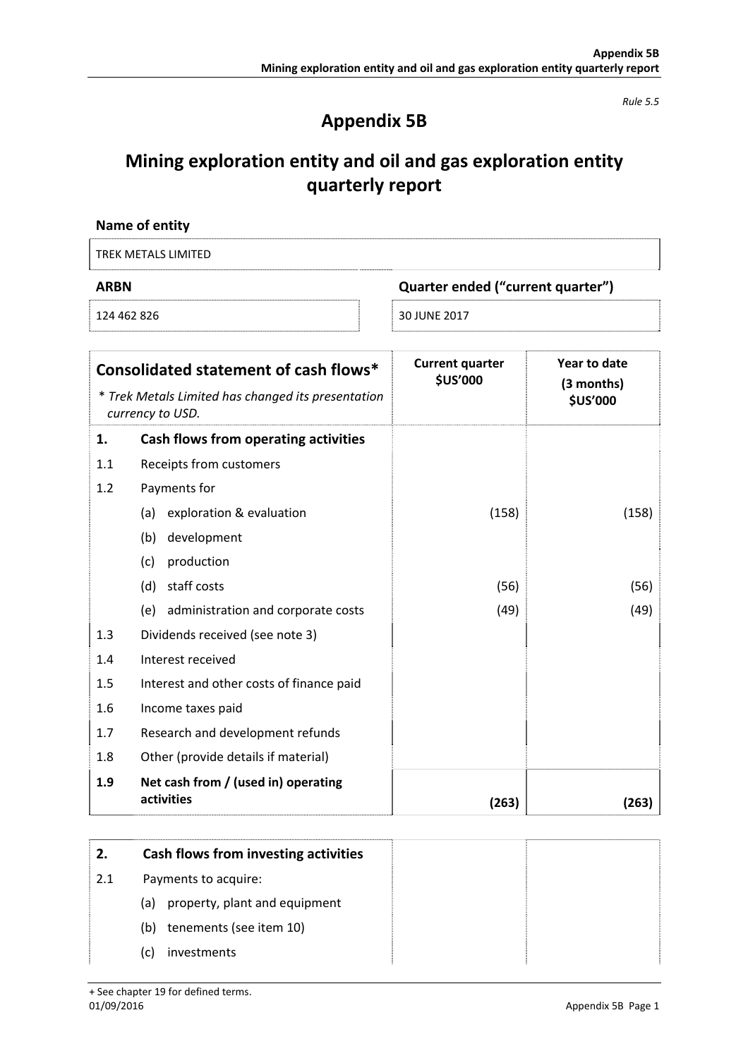*Rule 5.5*

# Appendix 5B

# Mining exploration entity and oil and gas exploration entity quarterly report

**Name of entity**

| TREK METALS LIMITED |
|---|

| **ARBN** | **Quarter ended ("current quarter")** |
|---|---|
| 124 462 826 | 30 JUNE 2017 |

| **Consolidated statement of cash flows*** <br> *\* Trek Metals Limited has changed its presentation currency to USD.* | | **Current quarter $US'000** | **Year to date (3 months) $US'000** |
|---|---|---|---|
| **1.** | **Cash flows from operating activities** | | |
| 1.1 | Receipts from customers | | |
| 1.2 | Payments for | | |
| | (a) exploration & evaluation | (158) | (158) |
| | (b) development | | |
| | (c) production | | |
| | (d) staff costs | (56) | (56) |
| | (e) administration and corporate costs | (49) | (49) |
| 1.3 | Dividends received (see note 3) | | |
| 1.4 | Interest received | | |
| 1.5 | Interest and other costs of finance paid | | |
| 1.6 | Income taxes paid | | |
| 1.7 | Research and development refunds | | |
| 1.8 | Other (provide details if material) | | |
| **1.9** | **Net cash from / (used in) operating activities** | **(263)** | **(263)** |

| **2.** | **Cash flows from investing activities** | | |
|---|---|---|---|
| 2.1 | Payments to acquire: | | |
| | (a) property, plant and equipment | | |
| | (b) tenements (see item 10) | | |
| | (c) investments | | |

+ See chapter 19 for defined terms.
01/09/2016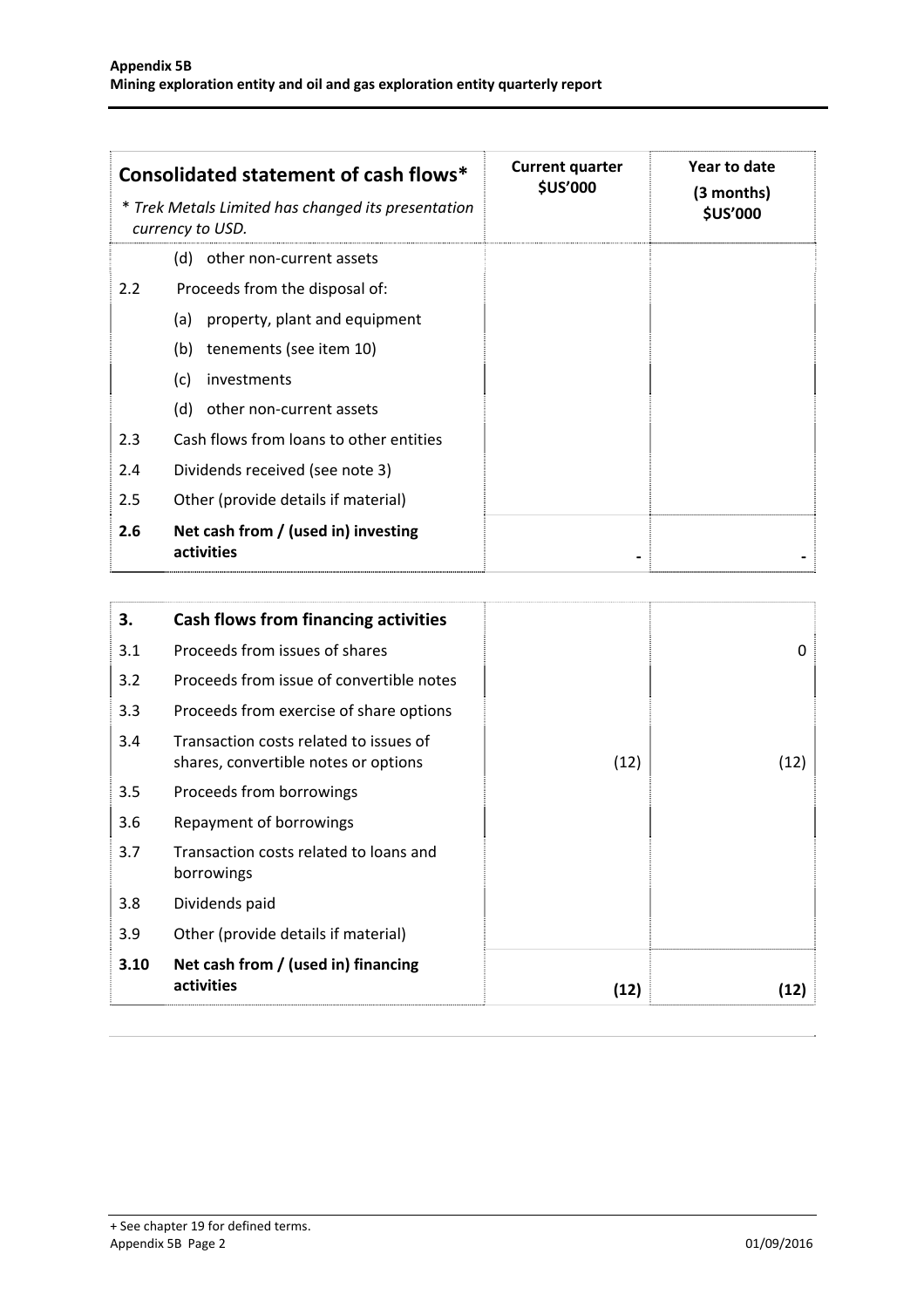| Consolidated statement of cash flows* <br> * *Trek Metals Limited has changed its presentation currency to USD.* | | Current quarter $US'000 | Year to date (3 months) $US'000 |
|---|---|---|---|
| | (d) other non-current assets | | |
| 2.2 | Proceeds from the disposal of: | | |
| | (a) property, plant and equipment | | |
| | (b) tenements (see item 10) | | |
| | (c) investments | | |
| | (d) other non-current assets | | |
| 2.3 | Cash flows from loans to other entities | | |
| 2.4 | Dividends received (see note 3) | | |
| 2.5 | Other (provide details if material) | | |
| **2.6** | **Net cash from / (used in) investing activities** | - | - |

| **3.** | **Cash flows from financing activities** | | |
|---|---|---|---|
| 3.1 | Proceeds from issues of shares | | 0 |
| 3.2 | Proceeds from issue of convertible notes | | |
| 3.3 | Proceeds from exercise of share options | | |
| 3.4 | Transaction costs related to issues of shares, convertible notes or options | (12) | (12) |
| 3.5 | Proceeds from borrowings | | |
| 3.6 | Repayment of borrowings | | |
| 3.7 | Transaction costs related to loans and borrowings | | |
| 3.8 | Dividends paid | | |
| 3.9 | Other (provide details if material) | | |
| **3.10** | **Net cash from / (used in) financing activities** | **(12)** | **(12)** |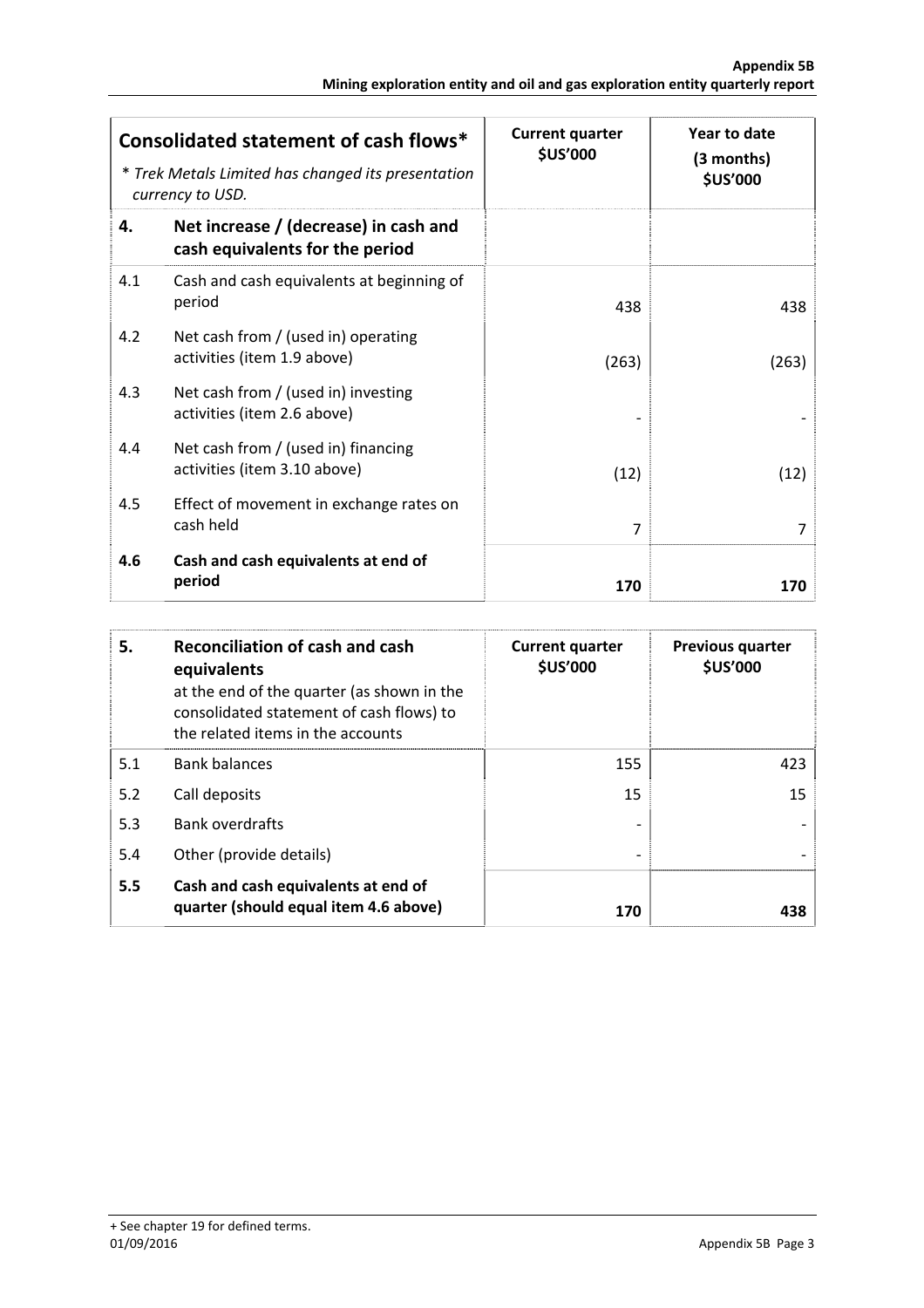| **Consolidated statement of cash flows*** <br> *\* Trek Metals Limited has changed its presentation currency to USD.* | | **Current quarter $US'000** | **Year to date (3 months) $US'000** |
|---|---|---|---|
| **4.** | **Net increase / (decrease) in cash and cash equivalents for the period** | | |
| 4.1 | Cash and cash equivalents at beginning of period | 438 | 438 |
| 4.2 | Net cash from / (used in) operating activities (item 1.9 above) | (263) | (263) |
| 4.3 | Net cash from / (used in) investing activities (item 2.6 above) | - | - |
| 4.4 | Net cash from / (used in) financing activities (item 3.10 above) | (12) | (12) |
| 4.5 | Effect of movement in exchange rates on cash held | 7 | 7 |
| **4.6** | **Cash and cash equivalents at end of period** | **170** | **170** |

| **5.** | **Reconciliation of cash and cash equivalents** <br> at the end of the quarter (as shown in the consolidated statement of cash flows) to the related items in the accounts | **Current quarter $US'000** | **Previous quarter $US'000** |
|---|---|---|---|
| 5.1 | Bank balances | 155 | 423 |
| 5.2 | Call deposits | 15 | 15 |
| 5.3 | Bank overdrafts | - | - |
| 5.4 | Other (provide details) | - | - |
| **5.5** | **Cash and cash equivalents at end of quarter (should equal item 4.6 above)** | **170** | **438** |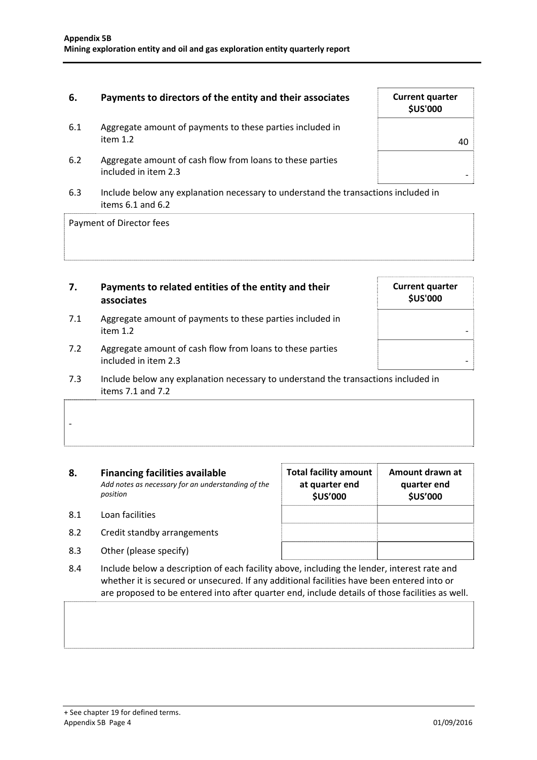| 6. | Payments to directors of the entity and their associates | Current quarter $US'000 |
|---|---|---|
| 6.1 | Aggregate amount of payments to these parties included in item 1.2 | 40 |
| 6.2 | Aggregate amount of cash flow from loans to these parties included in item 2.3 | - |

6.3 Include below any explanation necessary to understand the transactions included in items 6.1 and 6.2

Payment of Director fees

| 7. | Payments to related entities of the entity and their associates | Current quarter $US'000 |
|---|---|---|
| 7.1 | Aggregate amount of payments to these parties included in item 1.2 | - |
| 7.2 | Aggregate amount of cash flow from loans to these parties included in item 2.3 | - |

7.3 Include below any explanation necessary to understand the transactions included in items 7.1 and 7.2

-

| 8. | **Financing facilities available** *Add notes as necessary for an understanding of the position* | Total facility amount at quarter end $US'000 | Amount drawn at quarter end $US'000 |
|---|---|---|---|
| 8.1 | Loan facilities | | |
| 8.2 | Credit standby arrangements | | |
| 8.3 | Other (please specify) | | |

8.4 Include below a description of each facility above, including the lender, interest rate and whether it is secured or unsecured. If any additional facilities have been entered into or are proposed to be entered into after quarter end, include details of those facilities as well.

+ See chapter 19 for defined terms.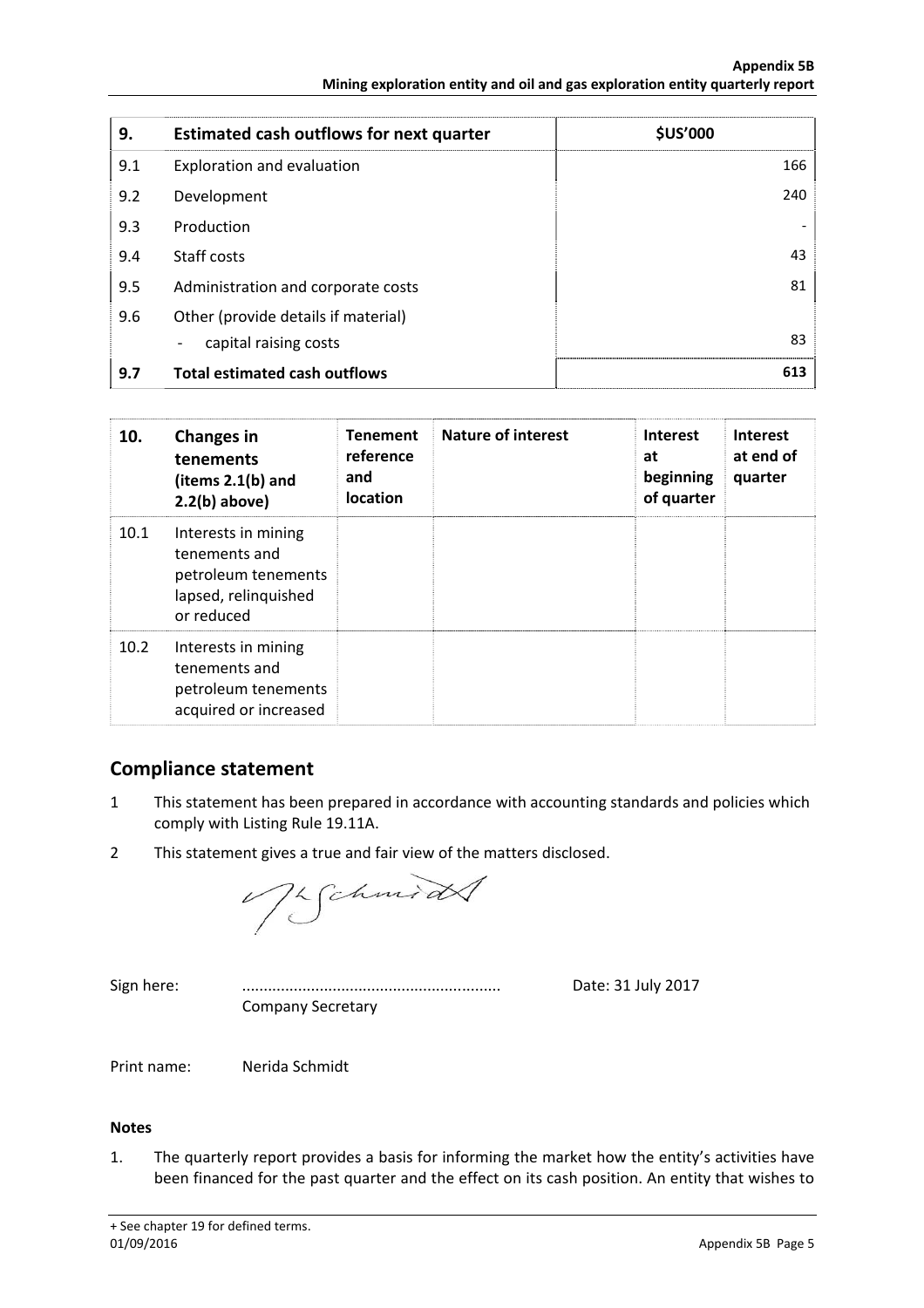| 9. | Estimated cash outflows for next quarter | $US'000 |
|---|---|---|
| 9.1 | Exploration and evaluation | 166 |
| 9.2 | Development | 240 |
| 9.3 | Production | - |
| 9.4 | Staff costs | 43 |
| 9.5 | Administration and corporate costs | 81 |
| 9.6 | Other (provide details if material)<br>- capital raising costs | 83 |
| **9.7** | **Total estimated cash outflows** | **613** |

| 10. | Changes in tenements (items 2.1(b) and 2.2(b) above) | Tenement reference and location | Nature of interest | Interest at beginning of quarter | Interest at end of quarter |
|---|---|---|---|---|---|
| 10.1 | Interests in mining tenements and petroleum tenements lapsed, relinquished or reduced | | | | |
| 10.2 | Interests in mining tenements and petroleum tenements acquired or increased | | | | |

## Compliance statement

1 This statement has been prepared in accordance with accounting standards and policies which comply with Listing Rule 19.11A.

2 This statement gives a true and fair view of the matters disclosed.

Sign here: ............................................................ Date: 31 July 2017
Company Secretary

Print name: Nerida Schmidt

**Notes**

1. The quarterly report provides a basis for informing the market how the entity's activities have been financed for the past quarter and the effect on its cash position. An entity that wishes to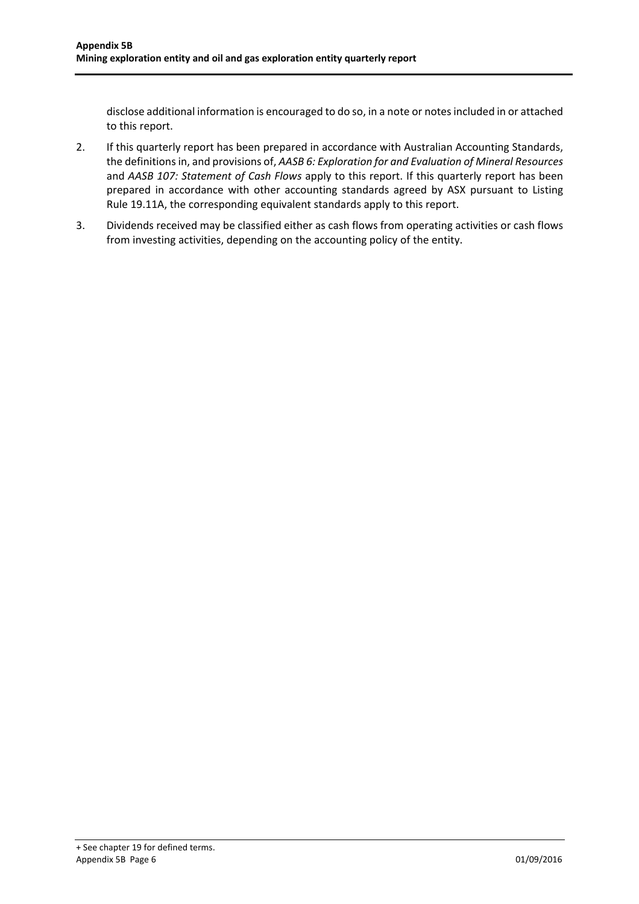disclose additional information is encouraged to do so, in a note or notes included in or attached to this report.

2. If this quarterly report has been prepared in accordance with Australian Accounting Standards, the definitions in, and provisions of, *AASB 6: Exploration for and Evaluation of Mineral Resources* and *AASB 107: Statement of Cash Flows* apply to this report. If this quarterly report has been prepared in accordance with other accounting standards agreed by ASX pursuant to Listing Rule 19.11A, the corresponding equivalent standards apply to this report.

3. Dividends received may be classified either as cash flows from operating activities or cash flows from investing activities, depending on the accounting policy of the entity.